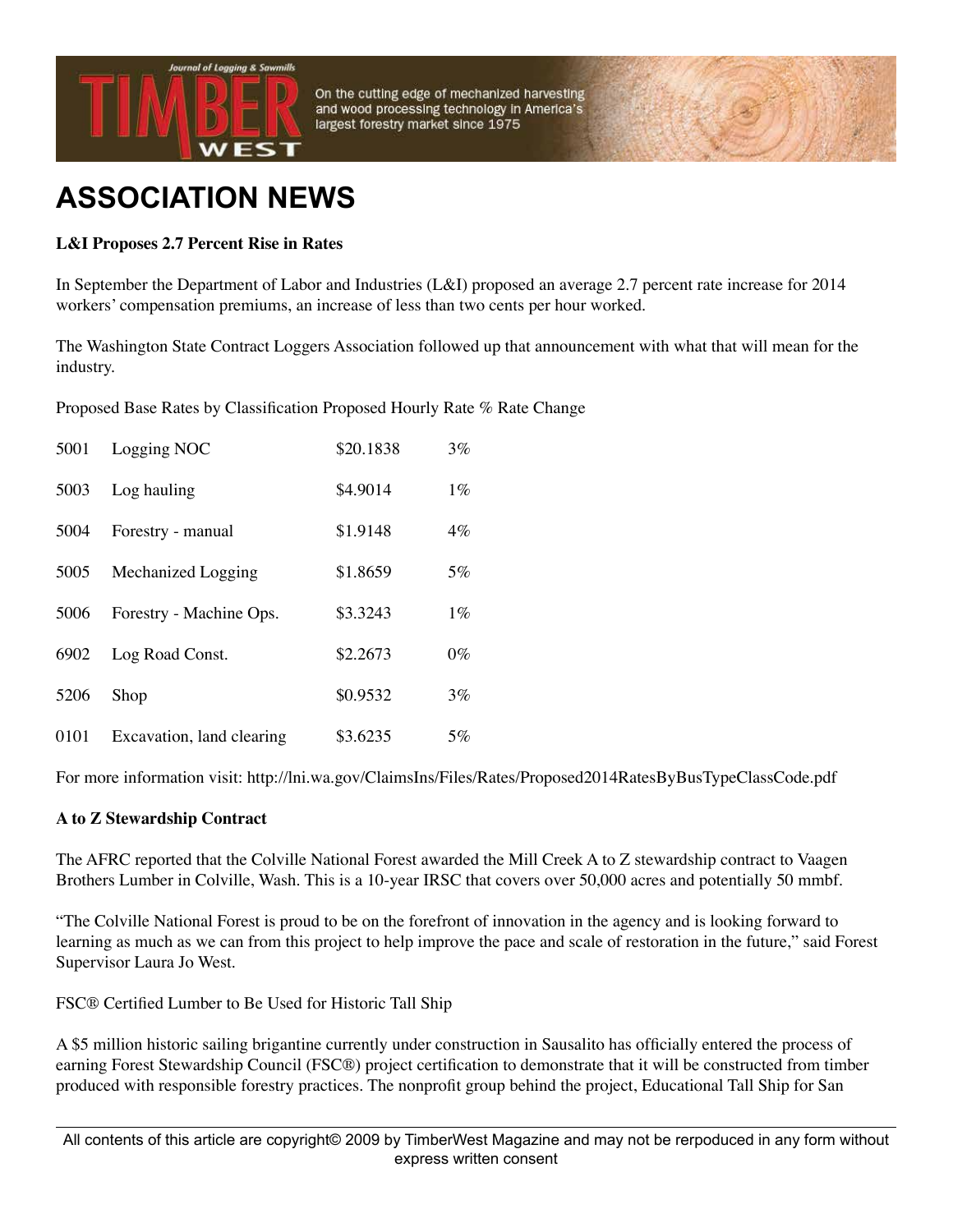# ASSOCIATION NEWS

**L&I Proposes 2.7 Percent Rise in Rates**

In September the Department of Labor and Industries (L&I) proposed an average 2.7 percent rate increase for 2014 workers' compensation premiums, an increase of less than two cents per hour worked.

The Washington State Contract Loggers Association followed up that announcement with what that will mean for the industry.

| Proposed Base Rates by Classification | | Proposed Hourly Rate | % Rate Change |
|---|---|---|---|
| 5001 | Logging NOC | $20.1838 | 3% |
| 5003 | Log hauling | $4.9014 | 1% |
| 5004 | Forestry - manual | $1.9148 | 4% |
| 5005 | Mechanized Logging | $1.8659 | 5% |
| 5006 | Forestry - Machine Ops. | $3.3243 | 1% |
| 6902 | Log Road Const. | $2.2673 | 0% |
| 5206 | Shop | $0.9532 | 3% |
| 0101 | Excavation, land clearing | $3.6235 | 5% |

For more information visit: http://lni.wa.gov/ClaimsIns/Files/Rates/Proposed2014RatesByBusTypeClassCode.pdf

**A to Z Stewardship Contract**

The AFRC reported that the Colville National Forest awarded the Mill Creek A to Z stewardship contract to Vaagen Brothers Lumber in Colville, Wash. This is a 10-year IRSC that covers over 50,000 acres and potentially 50 mmbf.

"The Colville National Forest is proud to be on the forefront of innovation in the agency and is looking forward to learning as much as we can from this project to help improve the pace and scale of restoration in the future," said Forest Supervisor Laura Jo West.

FSC® Certified Lumber to Be Used for Historic Tall Ship

A $5 million historic sailing brigantine currently under construction in Sausalito has officially entered the process of earning Forest Stewardship Council (FSC®) project certification to demonstrate that it will be constructed from timber produced with responsible forestry practices. The nonprofit group behind the project, Educational Tall Ship for San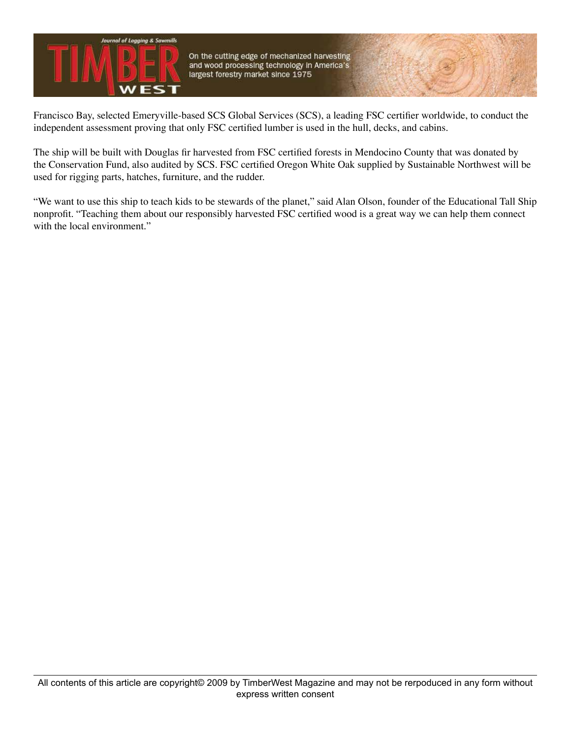Francisco Bay, selected Emeryville-based SCS Global Services (SCS), a leading FSC certifier worldwide, to conduct the independent assessment proving that only FSC certified lumber is used in the hull, decks, and cabins.

The ship will be built with Douglas fir harvested from FSC certified forests in Mendocino County that was donated by the Conservation Fund, also audited by SCS. FSC certified Oregon White Oak supplied by Sustainable Northwest will be used for rigging parts, hatches, furniture, and the rudder.

"We want to use this ship to teach kids to be stewards of the planet," said Alan Olson, founder of the Educational Tall Ship nonprofit. "Teaching them about our responsibly harvested FSC certified wood is a great way we can help them connect with the local environment."